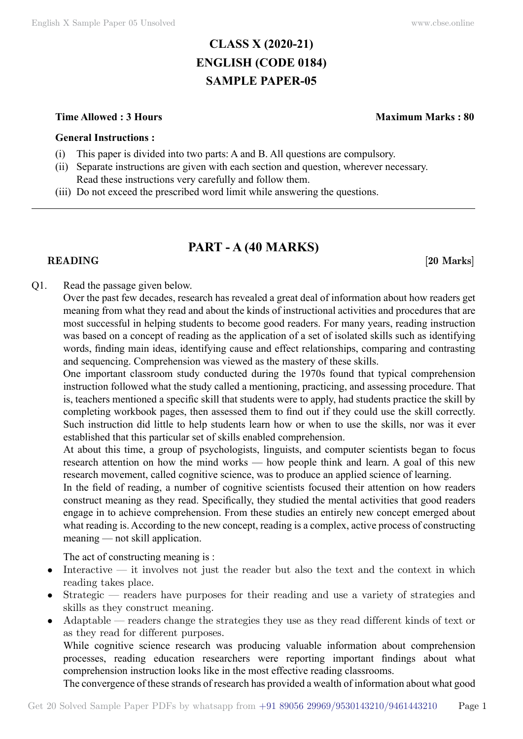# CLASS X (2020-21)
# ENGLISH (CODE 0184)
# SAMPLE PAPER-05

**Time Allowed : 3 Hours** **Maximum Marks : 80**

**General Instructions :**

(i) This paper is divided into two parts: A and B. All questions are compulsory.
(ii) Separate instructions are given with each section and question, wherever necessary. Read these instructions very carefully and follow them.
(iii) Do not exceed the prescribed word limit while answering the questions.

---

## PART - A (40 MARKS)

**READING** **[20 Marks]**

Q1. Read the passage given below.

Over the past few decades, research has revealed a great deal of information about how readers get meaning from what they read and about the kinds of instructional activities and procedures that are most successful in helping students to become good readers. For many years, reading instruction was based on a concept of reading as the application of a set of isolated skills such as identifying words, finding main ideas, identifying cause and effect relationships, comparing and contrasting and sequencing. Comprehension was viewed as the mastery of these skills.

One important classroom study conducted during the 1970s found that typical comprehension instruction followed what the study called a mentioning, practicing, and assessing procedure. That is, teachers mentioned a specific skill that students were to apply, had students practice the skill by completing workbook pages, then assessed them to find out if they could use the skill correctly. Such instruction did little to help students learn how or when to use the skills, nor was it ever established that this particular set of skills enabled comprehension.

At about this time, a group of psychologists, linguists, and computer scientists began to focus research attention on how the mind works — how people think and learn. A goal of this new research movement, called cognitive science, was to produce an applied science of learning.

In the field of reading, a number of cognitive scientists focused their attention on how readers construct meaning as they read. Specifically, they studied the mental activities that good readers engage in to achieve comprehension. From these studies an entirely new concept emerged about what reading is. According to the new concept, reading is a complex, active process of constructing meaning — not skill application.

The act of constructing meaning is :

- Interactive — it involves not just the reader but also the text and the context in which reading takes place.
- Strategic — readers have purposes for their reading and use a variety of strategies and skills as they construct meaning.
- Adaptable — readers change the strategies they use as they read different kinds of text or as they read for different purposes.

While cognitive science research was producing valuable information about comprehension processes, reading education researchers were reporting important findings about what comprehension instruction looks like in the most effective reading classrooms.

The convergence of these strands of research has provided a wealth of information about what good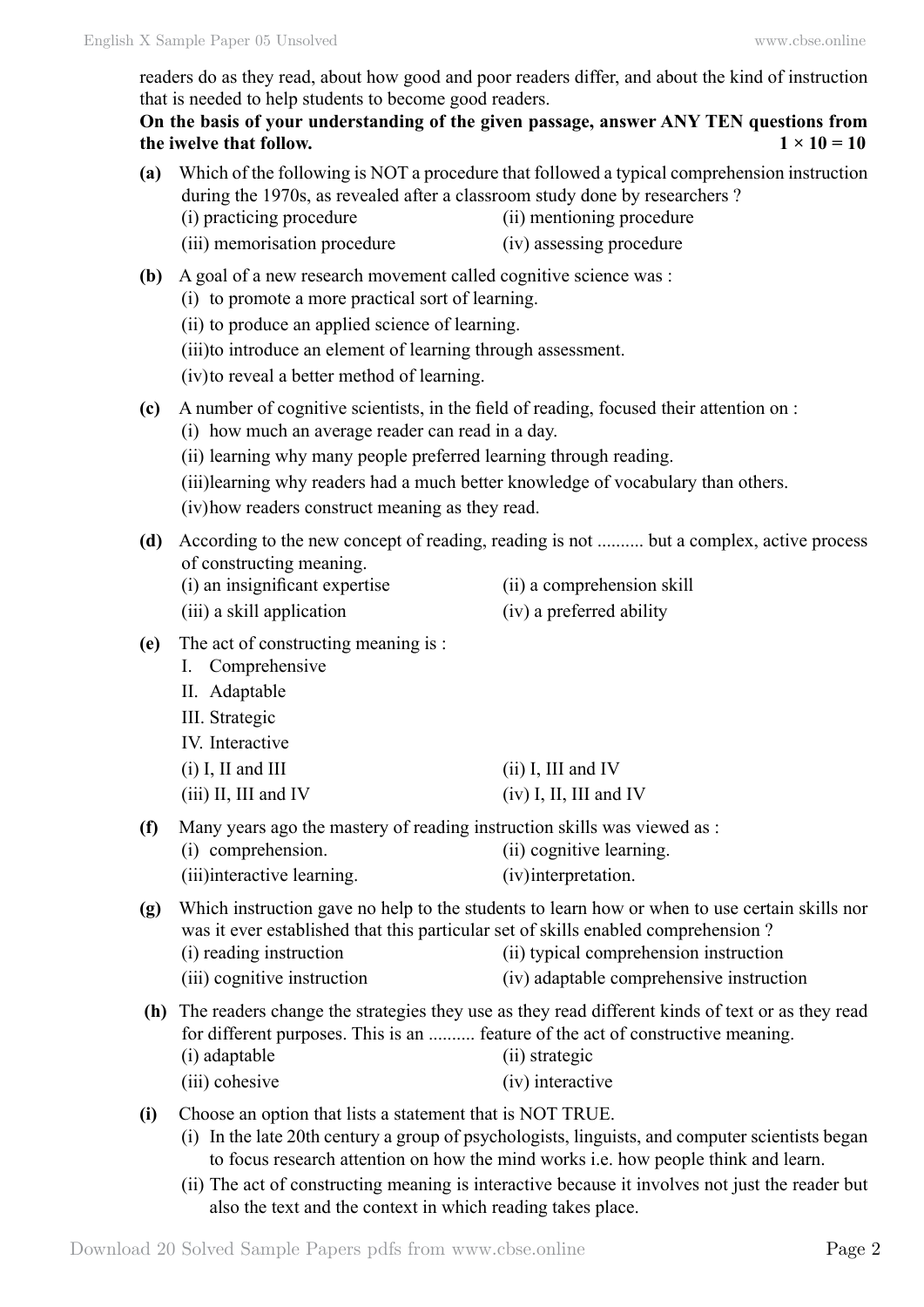readers do as they read, about how good and poor readers differ, and about the kind of instruction that is needed to help students to become good readers.

**On the basis of your understanding of the given passage, answer ANY TEN questions from the iwelve that follow. 1 × 10 = 10**

**(a)** Which of the following is NOT a procedure that followed a typical comprehension instruction during the 1970s, as revealed after a classroom study done by researchers ?

(i) practicing procedure (ii) mentioning procedure

(iii) memorisation procedure (iv) assessing procedure

**(b)** A goal of a new research movement called cognitive science was :

(i) to promote a more practical sort of learning.

(ii) to produce an applied science of learning.

(iii)to introduce an element of learning through assessment.

(iv)to reveal a better method of learning.

**(c)** A number of cognitive scientists, in the field of reading, focused their attention on :

(i) how much an average reader can read in a day.

(ii) learning why many people preferred learning through reading.

(iii)learning why readers had a much better knowledge of vocabulary than others.

(iv)how readers construct meaning as they read.

**(d)** According to the new concept of reading, reading is not .......... but a complex, active process of constructing meaning.

(i) an insignificant expertise (ii) a comprehension skill

(iii) a skill application (iv) a preferred ability

**(e)** The act of constructing meaning is :

I. Comprehensive

II. Adaptable

III. Strategic

IV. Interactive

(i) I, II and III (ii) I, III and IV

(iii) II, III and IV (iv) I, II, III and IV

**(f)** Many years ago the mastery of reading instruction skills was viewed as :

(i) comprehension. (ii) cognitive learning.

(iii)interactive learning. (iv)interpretation.

**(g)** Which instruction gave no help to the students to learn how or when to use certain skills nor was it ever established that this particular set of skills enabled comprehension ?

(i) reading instruction (ii) typical comprehension instruction

(iii) cognitive instruction (iv) adaptable comprehensive instruction

**(h)** The readers change the strategies they use as they read different kinds of text or as they read for different purposes. This is an .......... feature of the act of constructive meaning.

(i) adaptable (ii) strategic

(iii) cohesive (iv) interactive

**(i)** Choose an option that lists a statement that is NOT TRUE.

(i) In the late 20th century a group of psychologists, linguists, and computer scientists began to focus research attention on how the mind works i.e. how people think and learn.

(ii) The act of constructing meaning is interactive because it involves not just the reader but also the text and the context in which reading takes place.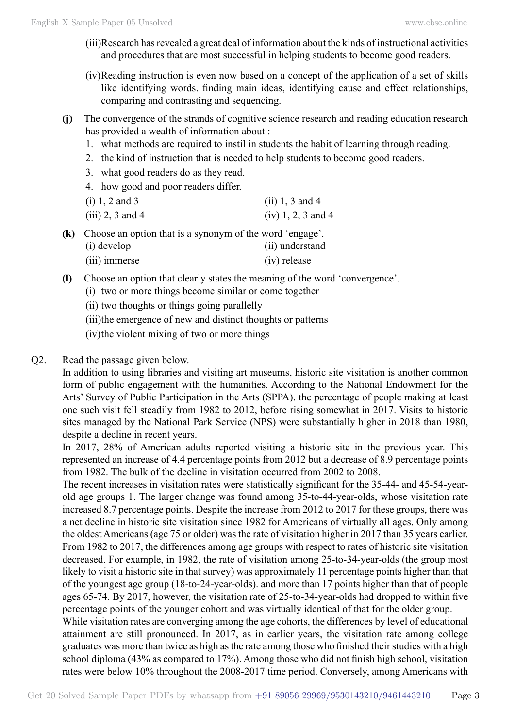(iii) Research has revealed a great deal of information about the kinds of instructional activities and procedures that are most successful in helping students to become good readers.

(iv) Reading instruction is even now based on a concept of the application of a set of skills like identifying words. finding main ideas, identifying cause and effect relationships, comparing and contrasting and sequencing.

**(j)** The convergence of the strands of cognitive science research and reading education research has provided a wealth of information about :

1. what methods are required to instil in students the habit of learning through reading.
2. the kind of instruction that is needed to help students to become good readers.
3. what good readers do as they read.
4. how good and poor readers differ.

(i) 1, 2 and 3 (ii) 1, 3 and 4
(iii) 2, 3 and 4 (iv) 1, 2, 3 and 4

**(k)** Choose an option that is a synonym of the word 'engage'.

(i) develop (ii) understand
(iii) immerse (iv) release

**(l)** Choose an option that clearly states the meaning of the word 'convergence'.

(i) two or more things become similar or come together
(ii) two thoughts or things going parallelly
(iii) the emergence of new and distinct thoughts or patterns
(iv) the violent mixing of two or more things

Q2. Read the passage given below.

In addition to using libraries and visiting art museums, historic site visitation is another common form of public engagement with the humanities. According to the National Endowment for the Arts' Survey of Public Participation in the Arts (SPPA). the percentage of people making at least one such visit fell steadily from 1982 to 2012, before rising somewhat in 2017. Visits to historic sites managed by the National Park Service (NPS) were substantially higher in 2018 than 1980, despite a decline in recent years.

In 2017, 28% of American adults reported visiting a historic site in the previous year. This represented an increase of 4.4 percentage points from 2012 but a decrease of 8.9 percentage points from 1982. The bulk of the decline in visitation occurred from 2002 to 2008.

The recent increases in visitation rates were statistically significant for the 35-44- and 45-54-year-old age groups 1. The larger change was found among 35-to-44-year-olds, whose visitation rate increased 8.7 percentage points. Despite the increase from 2012 to 2017 for these groups, there was a net decline in historic site visitation since 1982 for Americans of virtually all ages. Only among the oldest Americans (age 75 or older) was the rate of visitation higher in 2017 than 35 years earlier. From 1982 to 2017, the differences among age groups with respect to rates of historic site visitation decreased. For example, in 1982, the rate of visitation among 25-to-34-year-olds (the group most likely to visit a historic site in that survey) was approximately 11 percentage points higher than that of the youngest age group (18-to-24-year-olds). and more than 17 points higher than that of people ages 65-74. By 2017, however, the visitation rate of 25-to-34-year-olds had dropped to within five percentage points of the younger cohort and was virtually identical of that for the older group.

While visitation rates are converging among the age cohorts, the differences by level of educational attainment are still pronounced. In 2017, as in earlier years, the visitation rate among college graduates was more than twice as high as the rate among those who finished their studies with a high school diploma (43% as compared to 17%). Among those who did not finish high school, visitation rates were below 10% throughout the 2008-2017 time period. Conversely, among Americans with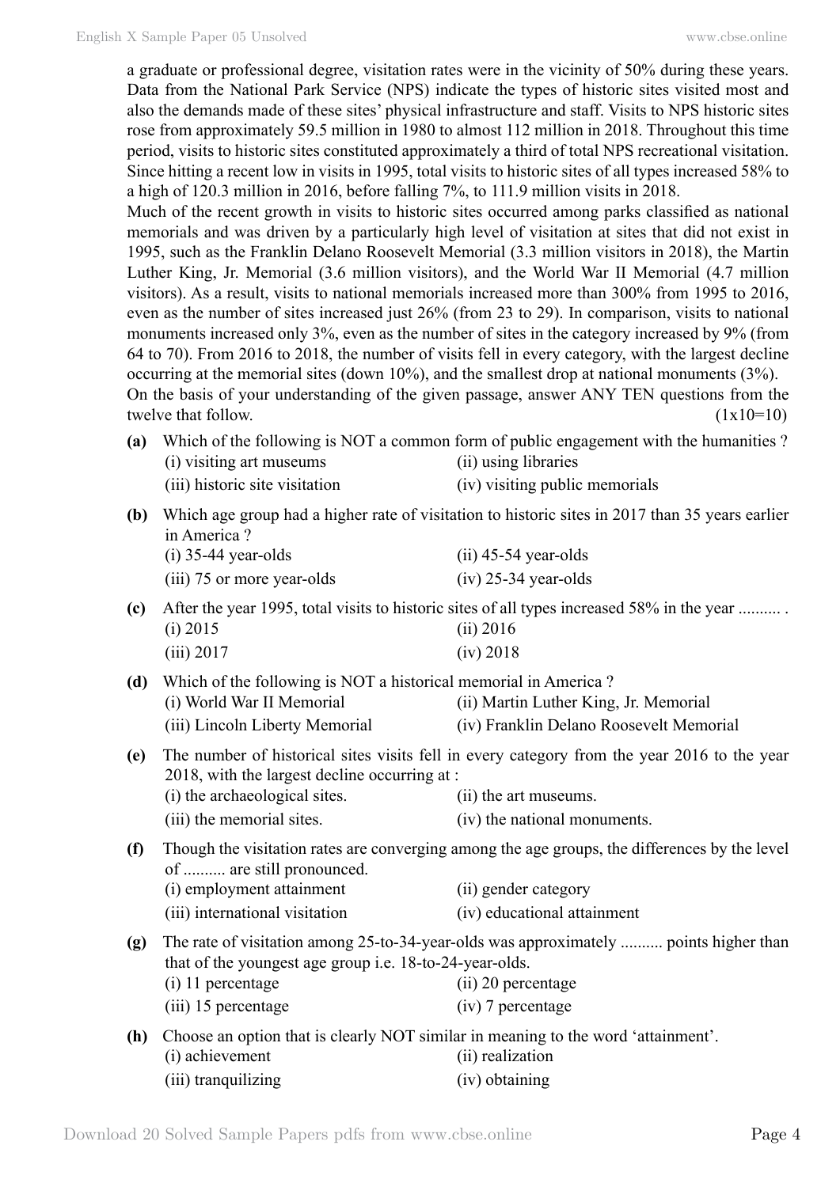a graduate or professional degree, visitation rates were in the vicinity of 50% during these years. Data from the National Park Service (NPS) indicate the types of historic sites visited most and also the demands made of these sites' physical infrastructure and staff. Visits to NPS historic sites rose from approximately 59.5 million in 1980 to almost 112 million in 2018. Throughout this time period, visits to historic sites constituted approximately a third of total NPS recreational visitation. Since hitting a recent low in visits in 1995, total visits to historic sites of all types increased 58% to a high of 120.3 million in 2016, before falling 7%, to 111.9 million visits in 2018.

Much of the recent growth in visits to historic sites occurred among parks classified as national memorials and was driven by a particularly high level of visitation at sites that did not exist in 1995, such as the Franklin Delano Roosevelt Memorial (3.3 million visitors in 2018), the Martin Luther King, Jr. Memorial (3.6 million visitors), and the World War II Memorial (4.7 million visitors). As a result, visits to national memorials increased more than 300% from 1995 to 2016, even as the number of sites increased just 26% (from 23 to 29). In comparison, visits to national monuments increased only 3%, even as the number of sites in the category increased by 9% (from 64 to 70). From 2016 to 2018, the number of visits fell in every category, with the largest decline occurring at the memorial sites (down 10%), and the smallest drop at national monuments (3%).

On the basis of your understanding of the given passage, answer ANY TEN questions from the twelve that follow. (1x10=10)

**(a)** Which of the following is NOT a common form of public engagement with the humanities ?

(i) visiting art museums (ii) using libraries
(iii) historic site visitation (iv) visiting public memorials

**(b)** Which age group had a higher rate of visitation to historic sites in 2017 than 35 years earlier in America ?

(i) 35-44 year-olds (ii) 45-54 year-olds
(iii) 75 or more year-olds (iv) 25-34 year-olds

**(c)** After the year 1995, total visits to historic sites of all types increased 58% in the year .......... .

(i) 2015 (ii) 2016
(iii) 2017 (iv) 2018

**(d)** Which of the following is NOT a historical memorial in America ?

(i) World War II Memorial (ii) Martin Luther King, Jr. Memorial
(iii) Lincoln Liberty Memorial (iv) Franklin Delano Roosevelt Memorial

**(e)** The number of historical sites visits fell in every category from the year 2016 to the year 2018, with the largest decline occurring at :

(i) the archaeological sites. (ii) the art museums.
(iii) the memorial sites. (iv) the national monuments.

**(f)** Though the visitation rates are converging among the age groups, the differences by the level of .......... are still pronounced.

(i) employment attainment (ii) gender category
(iii) international visitation (iv) educational attainment

**(g)** The rate of visitation among 25-to-34-year-olds was approximately .......... points higher than that of the youngest age group i.e. 18-to-24-year-olds.

(i) 11 percentage (ii) 20 percentage
(iii) 15 percentage (iv) 7 percentage

**(h)** Choose an option that is clearly NOT similar in meaning to the word 'attainment'.

(i) achievement (ii) realization
(iii) tranquilizing (iv) obtaining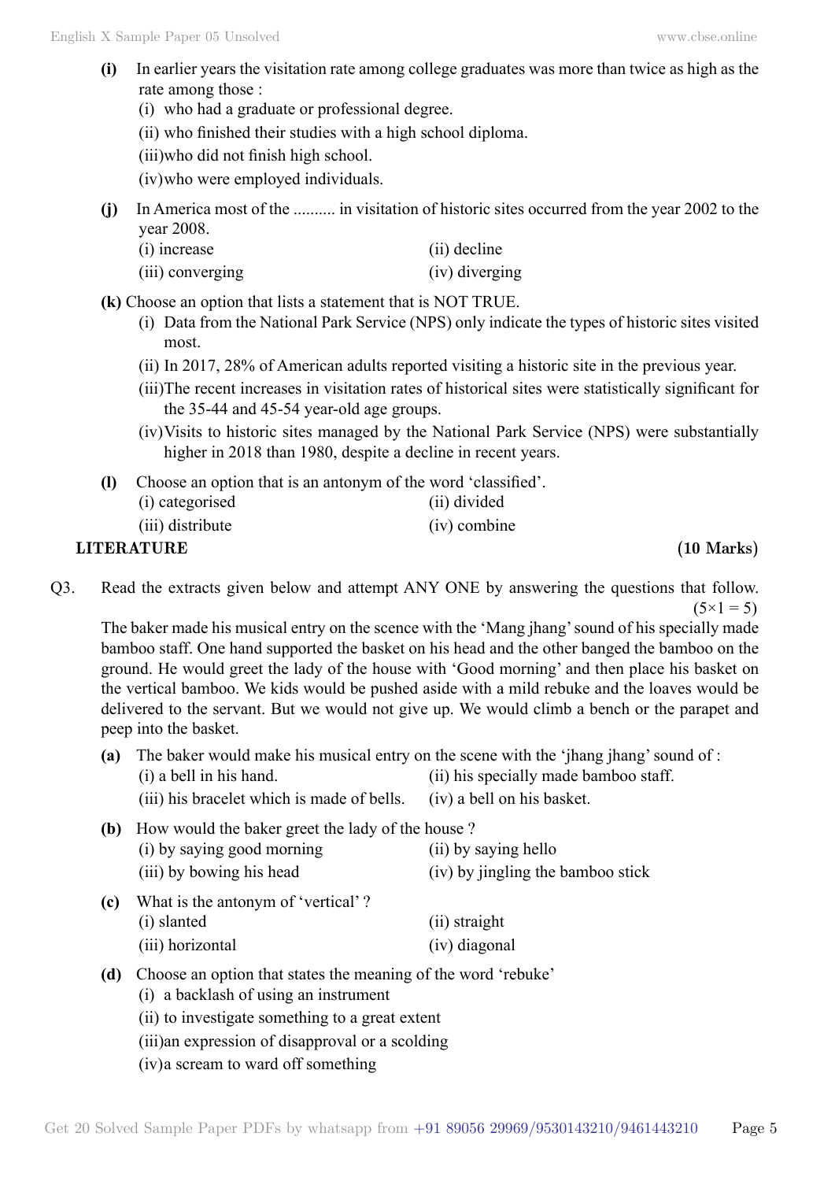**(i)** In earlier years the visitation rate among college graduates was more than twice as high as the rate among those :

(i) who had a graduate or professional degree.

(ii) who finished their studies with a high school diploma.

(iii) who did not finish high school.

(iv) who were employed individuals.

**(j)** In America most of the .......... in visitation of historic sites occurred from the year 2002 to the year 2008.

(i) increase | (ii) decline

(iii) converging | (iv) diverging

**(k)** Choose an option that lists a statement that is NOT TRUE.

(i) Data from the National Park Service (NPS) only indicate the types of historic sites visited most.

(ii) In 2017, 28% of American adults reported visiting a historic site in the previous year.

(iii) The recent increases in visitation rates of historical sites were statistically significant for the 35-44 and 45-54 year-old age groups.

(iv) Visits to historic sites managed by the National Park Service (NPS) were substantially higher in 2018 than 1980, despite a decline in recent years.

**(l)** Choose an option that is an antonym of the word 'classified'.

(i) categorised | (ii) divided

(iii) distribute | (iv) combine

## LITERATURE (10 Marks)

Q3. Read the extracts given below and attempt ANY ONE by answering the questions that follow. (5×1 = 5)

The baker made his musical entry on the scence with the 'Mang jhang' sound of his specially made bamboo staff. One hand supported the basket on his head and the other banged the bamboo on the ground. He would greet the lady of the house with 'Good morning' and then place his basket on the vertical bamboo. We kids would be pushed aside with a mild rebuke and the loaves would be delivered to the servant. But we would not give up. We would climb a bench or the parapet and peep into the basket.

**(a)** The baker would make his musical entry on the scene with the 'jhang jhang' sound of :

(i) a bell in his hand. | (ii) his specially made bamboo staff.

(iii) his bracelet which is made of bells. | (iv) a bell on his basket.

**(b)** How would the baker greet the lady of the house ?

(i) by saying good morning | (ii) by saying hello

(iii) by bowing his head | (iv) by jingling the bamboo stick

**(c)** What is the antonym of 'vertical' ?

(i) slanted | (ii) straight

(iii) horizontal | (iv) diagonal

**(d)** Choose an option that states the meaning of the word 'rebuke'

(i) a backlash of using an instrument

(ii) to investigate something to a great extent

(iii) an expression of disapproval or a scolding

(iv) a scream to ward off something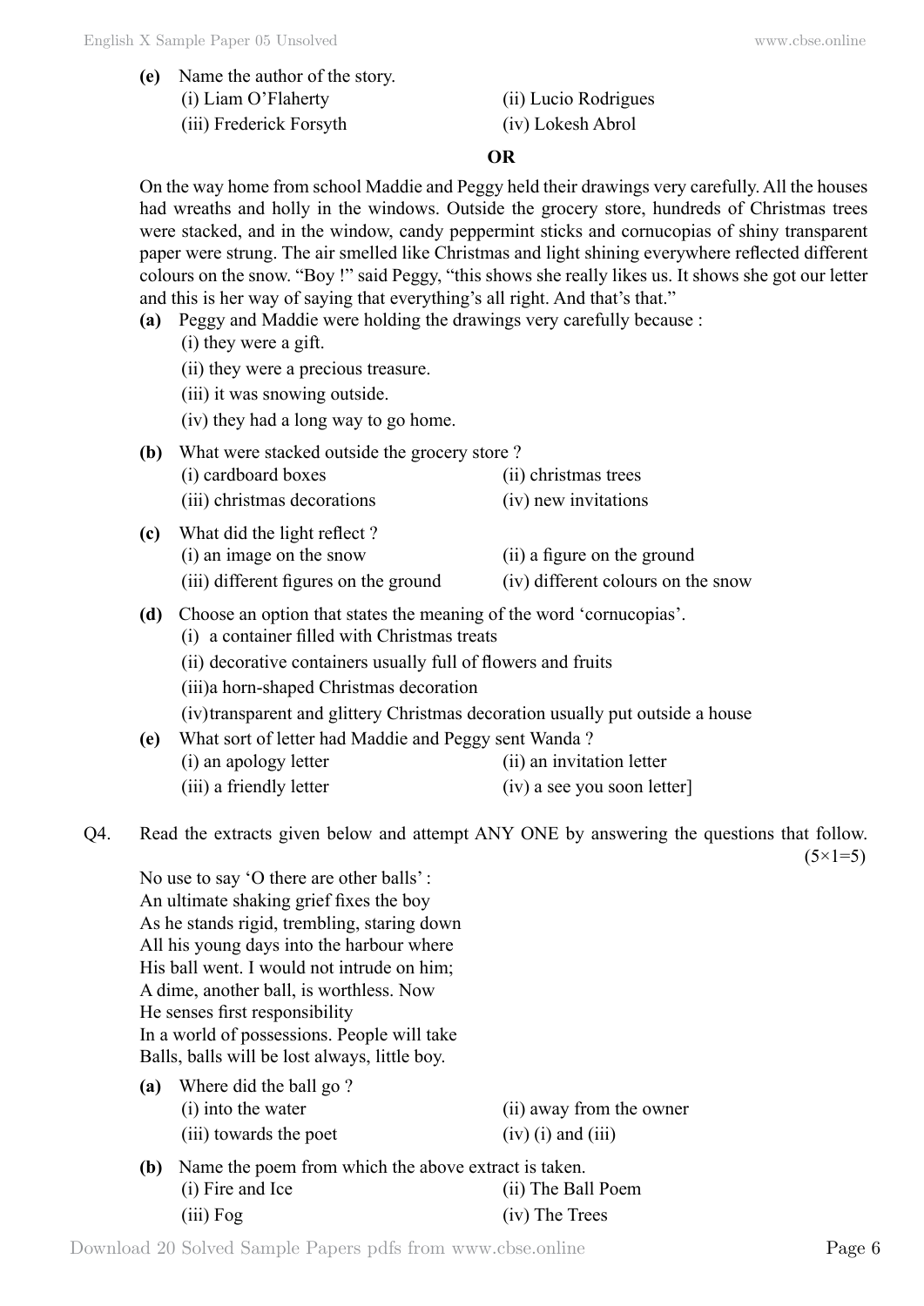**(e)** Name the author of the story.

(i) Liam O'Flaherty (ii) Lucio Rodrigues

(iii) Frederick Forsyth (iv) Lokesh Abrol

**OR**

On the way home from school Maddie and Peggy held their drawings very carefully. All the houses had wreaths and holly in the windows. Outside the grocery store, hundreds of Christmas trees were stacked, and in the window, candy peppermint sticks and cornucopias of shiny transparent paper were strung. The air smelled like Christmas and light shining everywhere reflected different colours on the snow. "Boy !" said Peggy, "this shows she really likes us. It shows she got our letter and this is her way of saying that everything's all right. And that's that."

**(a)** Peggy and Maddie were holding the drawings very carefully because :

(i) they were a gift.

(ii) they were a precious treasure.

(iii) it was snowing outside.

(iv) they had a long way to go home.

**(b)** What were stacked outside the grocery store ?

(i) cardboard boxes (ii) christmas trees

(iii) christmas decorations (iv) new invitations

**(c)** What did the light reflect ?

(i) an image on the snow (ii) a figure on the ground

(iii) different figures on the ground (iv) different colours on the snow

**(d)** Choose an option that states the meaning of the word 'cornucopias'.

(i) a container filled with Christmas treats

(ii) decorative containers usually full of flowers and fruits

(iii)a horn-shaped Christmas decoration

(iv)transparent and glittery Christmas decoration usually put outside a house

**(e)** What sort of letter had Maddie and Peggy sent Wanda ?

(i) an apology letter (ii) an invitation letter

(iii) a friendly letter (iv) a see you soon letter]

Q4. Read the extracts given below and attempt ANY ONE by answering the questions that follow. (5×1=5)

No use to say 'O there are other balls' :  
An ultimate shaking grief fixes the boy  
As he stands rigid, trembling, staring down  
All his young days into the harbour where  
His ball went. I would not intrude on him;  
A dime, another ball, is worthless. Now  
He senses first responsibility  
In a world of possessions. People will take  
Balls, balls will be lost always, little boy.

**(a)** Where did the ball go ?

(i) into the water (ii) away from the owner

(iii) towards the poet (iv) (i) and (iii)

**(b)** Name the poem from which the above extract is taken.

(i) Fire and Ice (ii) The Ball Poem

(iii) Fog (iv) The Trees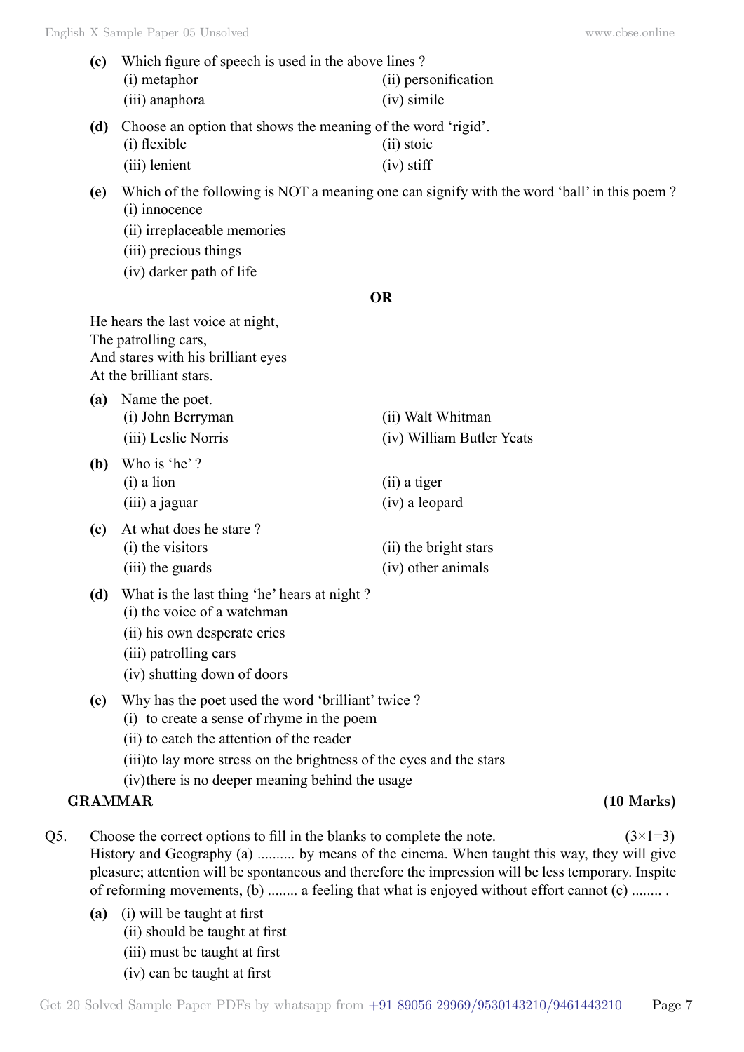**(c)** Which figure of speech is used in the above lines ?

(i) metaphor (ii) personification

(iii) anaphora (iv) simile

**(d)** Choose an option that shows the meaning of the word 'rigid'.

(i) flexible (ii) stoic

(iii) lenient (iv) stiff

**(e)** Which of the following is NOT a meaning one can signify with the word 'ball' in this poem ?

(i) innocence

(ii) irreplaceable memories

(iii) precious things

(iv) darker path of life

**OR**

He hears the last voice at night,
The patrolling cars,
And stares with his brilliant eyes
At the brilliant stars.

**(a)** Name the poet.

(i) John Berryman (ii) Walt Whitman

(iii) Leslie Norris (iv) William Butler Yeats

**(b)** Who is 'he' ?

(i) a lion (ii) a tiger

(iii) a jaguar (iv) a leopard

**(c)** At what does he stare ?

(i) the visitors (ii) the bright stars

(iii) the guards (iv) other animals

**(d)** What is the last thing 'he' hears at night ?

(i) the voice of a watchman

(ii) his own desperate cries

(iii) patrolling cars

(iv) shutting down of doors

**(e)** Why has the poet used the word 'brilliant' twice ?

(i) to create a sense of rhyme in the poem

(ii) to catch the attention of the reader

(iii) to lay more stress on the brightness of the eyes and the stars

(iv) there is no deeper meaning behind the usage

## GRAMMAR (10 Marks)

Q5. Choose the correct options to fill in the blanks to complete the note. (3×1=3)

History and Geography (a) .......... by means of the cinema. When taught this way, they will give pleasure; attention will be spontaneous and therefore the impression will be less temporary. Inspite of reforming movements, (b) ........ a feeling that what is enjoyed without effort cannot (c) ........ .

**(a)** (i) will be taught at first

(ii) should be taught at first

(iii) must be taught at first

(iv) can be taught at first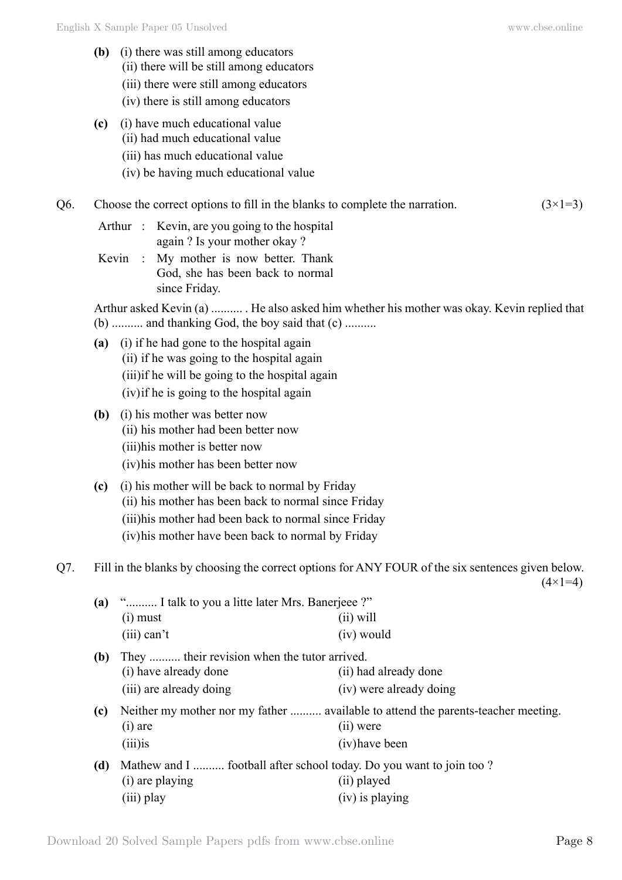**(b)** (i) there was still among educators
(ii) there will be still among educators
(iii) there were still among educators
(iv) there is still among educators

**(c)** (i) have much educational value
(ii) had much educational value
(iii) has much educational value
(iv) be having much educational value

Q6. Choose the correct options to fill in the blanks to complete the narration. (3×1=3)

Arthur : Kevin, are you going to the hospital again ? Is your mother okay ?

Kevin : My mother is now better. Thank God, she has been back to normal since Friday.

Arthur asked Kevin (a) .......... . He also asked him whether his mother was okay. Kevin replied that (b) .......... and thanking God, the boy said that (c) ..........

**(a)** (i) if he had gone to the hospital again
(ii) if he was going to the hospital again
(iii) if he will be going to the hospital again
(iv) if he is going to the hospital again

**(b)** (i) his mother was better now
(ii) his mother had been better now
(iii) his mother is better now
(iv) his mother has been better now

**(c)** (i) his mother will be back to normal by Friday
(ii) his mother has been back to normal since Friday
(iii) his mother had been back to normal since Friday
(iv) his mother have been back to normal by Friday

Q7. Fill in the blanks by choosing the correct options for ANY FOUR of the six sentences given below. (4×1=4)

**(a)** ".......... I talk to you a litte later Mrs. Banerjeee ?"
(i) must (ii) will
(iii) can't (iv) would

**(b)** They .......... their revision when the tutor arrived.
(i) have already done (ii) had already done
(iii) are already doing (iv) were already doing

**(c)** Neither my mother nor my father .......... available to attend the parents-teacher meeting.
(i) are (ii) were
(iii) is (iv) have been

**(d)** Mathew and I .......... football after school today. Do you want to join too ?
(i) are playing (ii) played
(iii) play (iv) is playing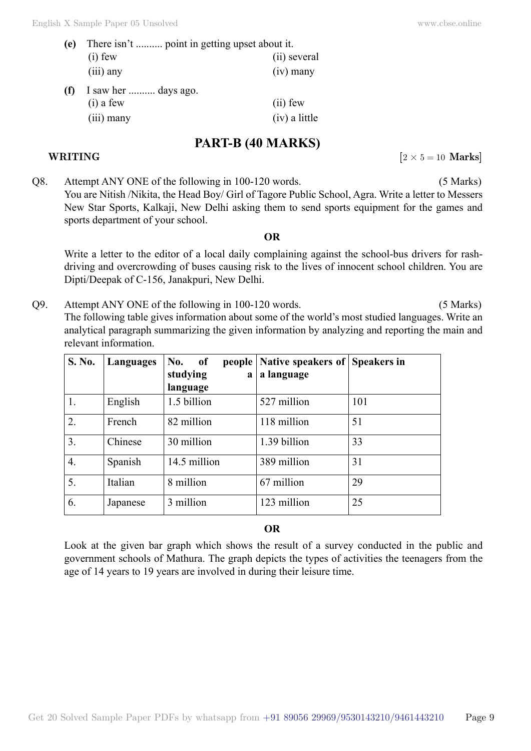**(e)** There isn't .......... point in getting upset about it.

(i) few (ii) several
(iii) any (iv) many

**(f)** I saw her .......... days ago.

(i) a few (ii) few
(iii) many (iv) a little

## PART-B (40 MARKS)

**WRITING** $[2 \times 5 = 10$ **Marks**$]$

Q8. Attempt ANY ONE of the following in 100-120 words. (5 Marks)

You are Nitish /Nikita, the Head Boy/ Girl of Tagore Public School, Agra. Write a letter to Messers New Star Sports, Kalkaji, New Delhi asking them to send sports equipment for the games and sports department of your school.

**OR**

Write a letter to the editor of a local daily complaining against the school-bus drivers for rash-driving and overcrowding of buses causing risk to the lives of innocent school children. You are Dipti/Deepak of C-156, Janakpuri, New Delhi.

Q9. Attempt ANY ONE of the following in 100-120 words. (5 Marks)

The following table gives information about some of the world's most studied languages. Write an analytical paragraph summarizing the given information by analyzing and reporting the main and relevant information.

| S. No. | Languages | No. of people studying a language | Native speakers of a language | Speakers in |
|---|---|---|---|---|
| 1. | English | 1.5 billion | 527 million | 101 |
| 2. | French | 82 million | 118 million | 51 |
| 3. | Chinese | 30 million | 1.39 billion | 33 |
| 4. | Spanish | 14.5 million | 389 million | 31 |
| 5. | Italian | 8 million | 67 million | 29 |
| 6. | Japanese | 3 million | 123 million | 25 |

**OR**

Look at the given bar graph which shows the result of a survey conducted in the public and government schools of Mathura. The graph depicts the types of activities the teenagers from the age of 14 years to 19 years are involved in during their leisure time.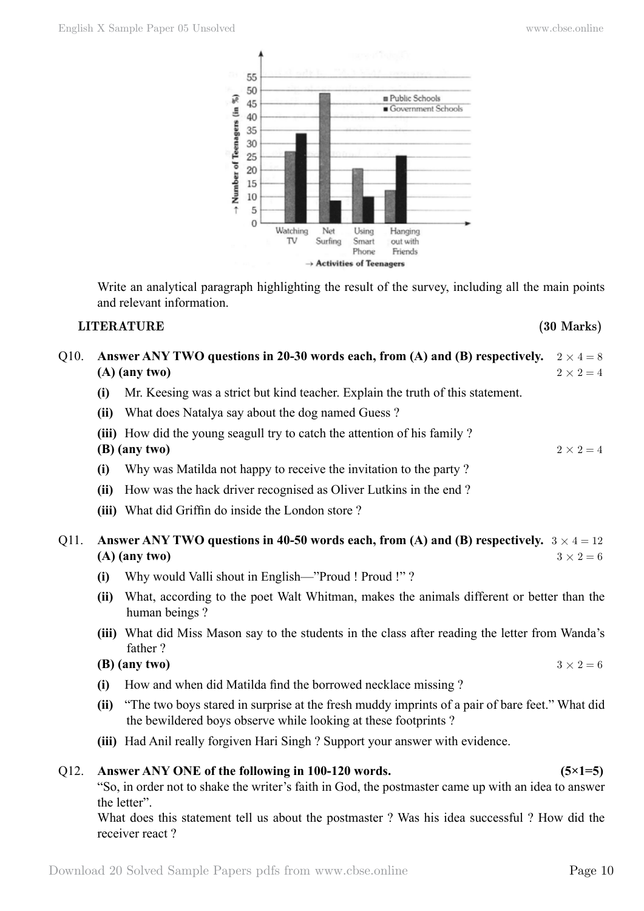Write an analytical paragraph highlighting the result of the survey, including all the main points and relevant information.

**LITERATURE** **(30 Marks)**

Q10. **Answer ANY TWO questions in 20-30 words each, from (A) and (B) respectively.** $2 \times 4 = 8$

**(A) (any two)** $2 \times 2 = 4$

**(i)** Mr. Keesing was a strict but kind teacher. Explain the truth of this statement.

**(ii)** What does Natalya say about the dog named Guess ?

**(iii)** How did the young seagull try to catch the attention of his family ?

**(B) (any two)** $2 \times 2 = 4$

**(i)** Why was Matilda not happy to receive the invitation to the party ?

**(ii)** How was the hack driver recognised as Oliver Lutkins in the end ?

**(iii)** What did Griffin do inside the London store ?

Q11. **Answer ANY TWO questions in 40-50 words each, from (A) and (B) respectively.** $3 \times 4 = 12$

**(A) (any two)** $3 \times 2 = 6$

**(i)** Why would Valli shout in English—"Proud ! Proud !" ?

**(ii)** What, according to the poet Walt Whitman, makes the animals different or better than the human beings ?

**(iii)** What did Miss Mason say to the students in the class after reading the letter from Wanda's father ?

**(B) (any two)** $3 \times 2 = 6$

**(i)** How and when did Matilda find the borrowed necklace missing ?

**(ii)** "The two boys stared in surprise at the fresh muddy imprints of a pair of bare feet." What did the bewildered boys observe while looking at these footprints ?

**(iii)** Had Anil really forgiven Hari Singh ? Support your answer with evidence.

Q12. **Answer ANY ONE of the following in 100-120 words.** **(5×1=5)**

"So, in order not to shake the writer's faith in God, the postmaster came up with an idea to answer the letter".

What does this statement tell us about the postmaster ? Was his idea successful ? How did the receiver react ?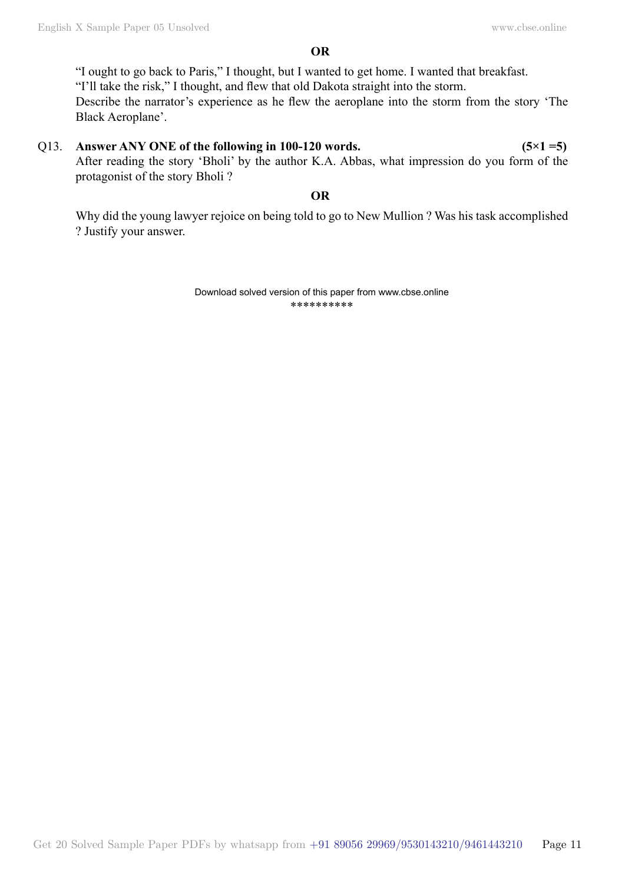**OR**

"I ought to go back to Paris," I thought, but I wanted to get home. I wanted that breakfast.

"I'll take the risk," I thought, and flew that old Dakota straight into the storm.

Describe the narrator's experience as he flew the aeroplane into the storm from the story 'The Black Aeroplane'.

Q13. **Answer ANY ONE of the following in 100-120 words.** **(5×1 =5)**

After reading the story 'Bholi' by the author K.A. Abbas, what impression do you form of the protagonist of the story Bholi ?

**OR**

Why did the young lawyer rejoice on being told to go to New Mullion ? Was his task accomplished ? Justify your answer.

Download solved version of this paper from www.cbse.online

**********